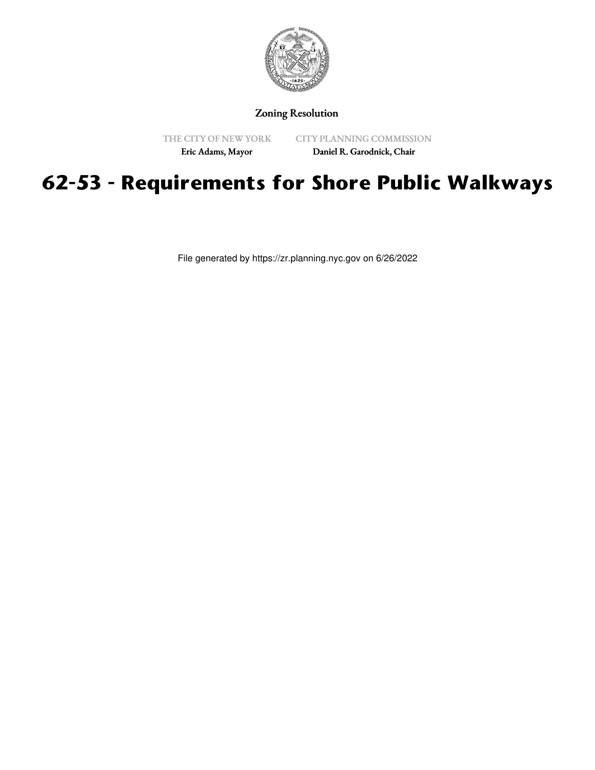Zoning Resolution

THE CITY OF NEW YORK
Eric Adams, Mayor

CITY PLANNING COMMISSION
Daniel R. Garodnick, Chair

# 62-53 - Requirements for Shore Public Walkways

File generated by https://zr.planning.nyc.gov on 6/26/2022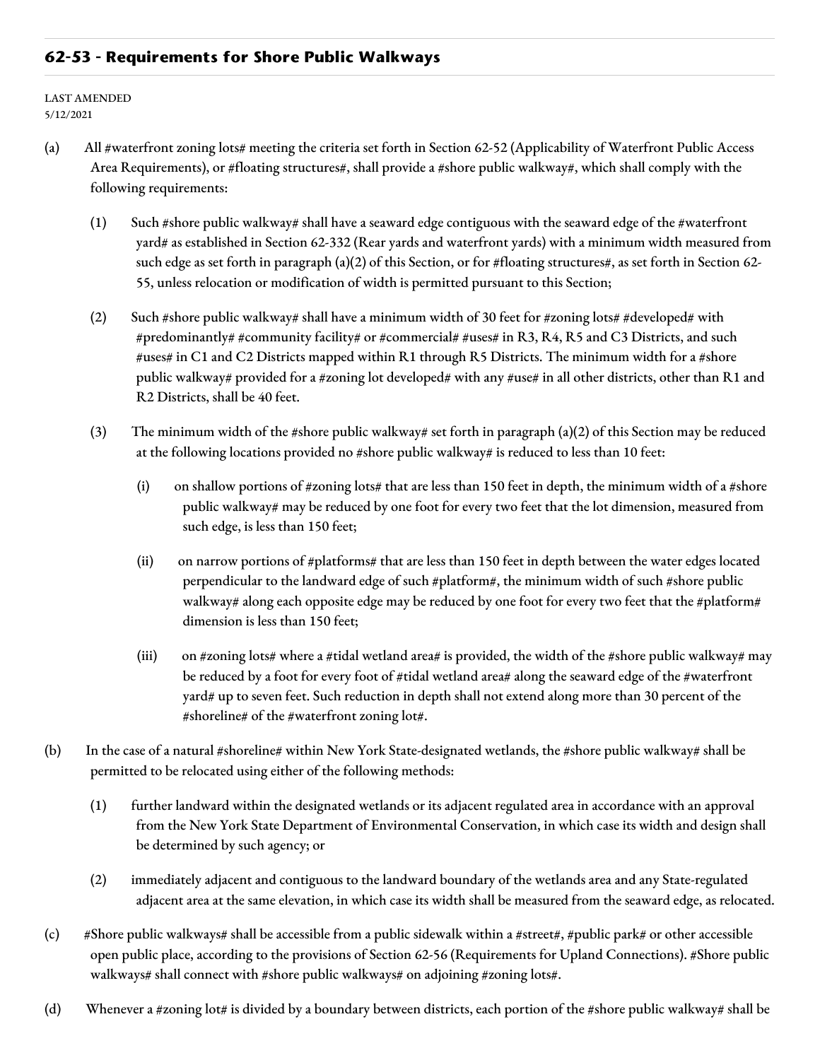## 62-53 - Requirements for Shore Public Walkways

LAST AMENDED
5/12/2021

(a) All #waterfront zoning lots# meeting the criteria set forth in Section 62-52 (Applicability of Waterfront Public Access Area Requirements), or #floating structures#, shall provide a #shore public walkway#, which shall comply with the following requirements:

(1) Such #shore public walkway# shall have a seaward edge contiguous with the seaward edge of the #waterfront yard# as established in Section 62-332 (Rear yards and waterfront yards) with a minimum width measured from such edge as set forth in paragraph (a)(2) of this Section, or for #floating structures#, as set forth in Section 62-55, unless relocation or modification of width is permitted pursuant to this Section;

(2) Such #shore public walkway# shall have a minimum width of 30 feet for #zoning lots# #developed# with #predominantly# #community facility# or #commercial# #uses# in R3, R4, R5 and C3 Districts, and such #uses# in C1 and C2 Districts mapped within R1 through R5 Districts. The minimum width for a #shore public walkway# provided for a #zoning lot developed# with any #use# in all other districts, other than R1 and R2 Districts, shall be 40 feet.

(3) The minimum width of the #shore public walkway# set forth in paragraph (a)(2) of this Section may be reduced at the following locations provided no #shore public walkway# is reduced to less than 10 feet:

(i) on shallow portions of #zoning lots# that are less than 150 feet in depth, the minimum width of a #shore public walkway# may be reduced by one foot for every two feet that the lot dimension, measured from such edge, is less than 150 feet;

(ii) on narrow portions of #platforms# that are less than 150 feet in depth between the water edges located perpendicular to the landward edge of such #platform#, the minimum width of such #shore public walkway# along each opposite edge may be reduced by one foot for every two feet that the #platform# dimension is less than 150 feet;

(iii) on #zoning lots# where a #tidal wetland area# is provided, the width of the #shore public walkway# may be reduced by a foot for every foot of #tidal wetland area# along the seaward edge of the #waterfront yard# up to seven feet. Such reduction in depth shall not extend along more than 30 percent of the #shoreline# of the #waterfront zoning lot#.

(b) In the case of a natural #shoreline# within New York State-designated wetlands, the #shore public walkway# shall be permitted to be relocated using either of the following methods:

(1) further landward within the designated wetlands or its adjacent regulated area in accordance with an approval from the New York State Department of Environmental Conservation, in which case its width and design shall be determined by such agency; or

(2) immediately adjacent and contiguous to the landward boundary of the wetlands area and any State-regulated adjacent area at the same elevation, in which case its width shall be measured from the seaward edge, as relocated.

(c) #Shore public walkways# shall be accessible from a public sidewalk within a #street#, #public park# or other accessible open public place, according to the provisions of Section 62-56 (Requirements for Upland Connections). #Shore public walkways# shall connect with #shore public walkways# on adjoining #zoning lots#.

(d) Whenever a #zoning lot# is divided by a boundary between districts, each portion of the #shore public walkway# shall be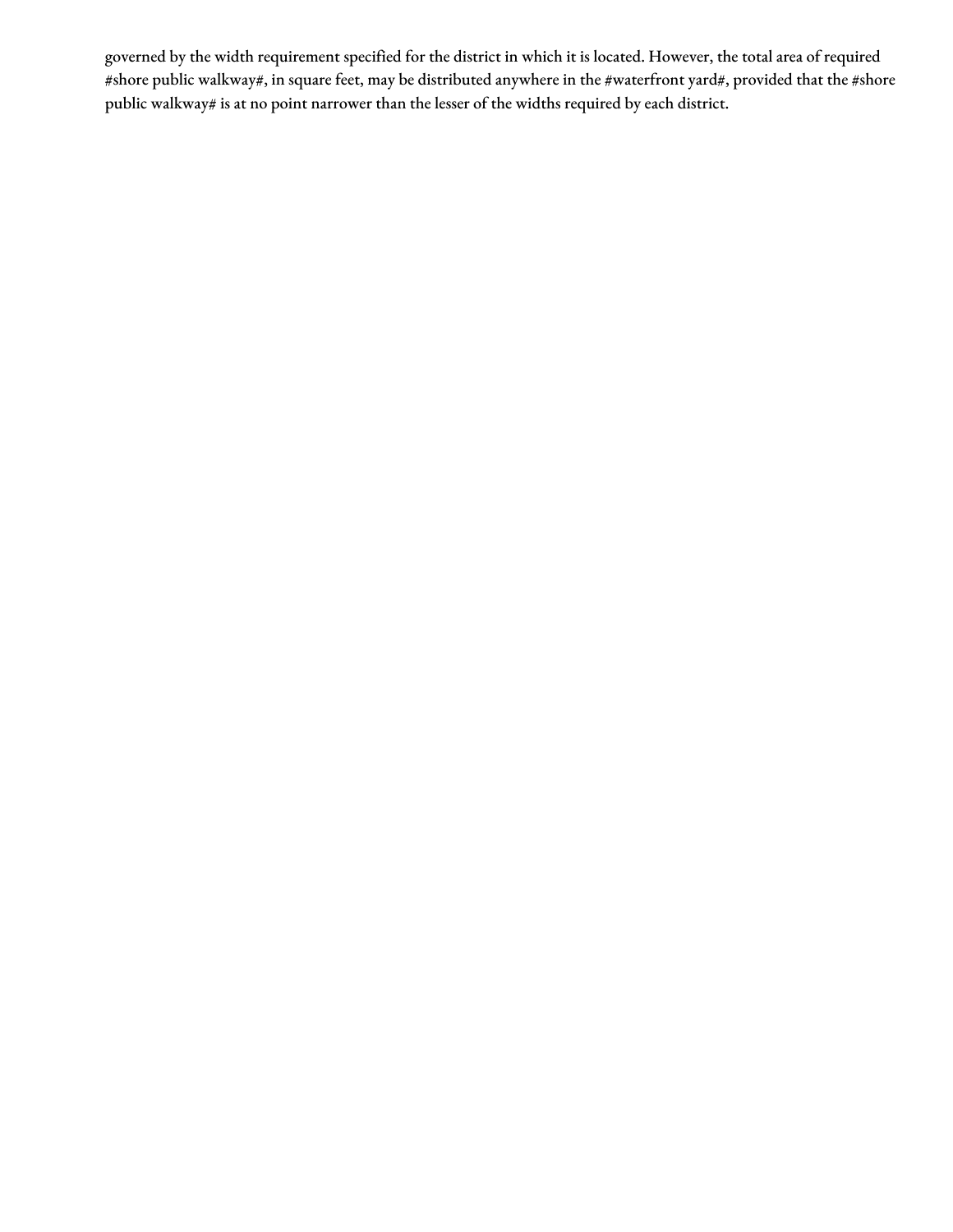governed by the width requirement specified for the district in which it is located. However, the total area of required #shore public walkway#, in square feet, may be distributed anywhere in the #waterfront yard#, provided that the #shore public walkway# is at no point narrower than the lesser of the widths required by each district.